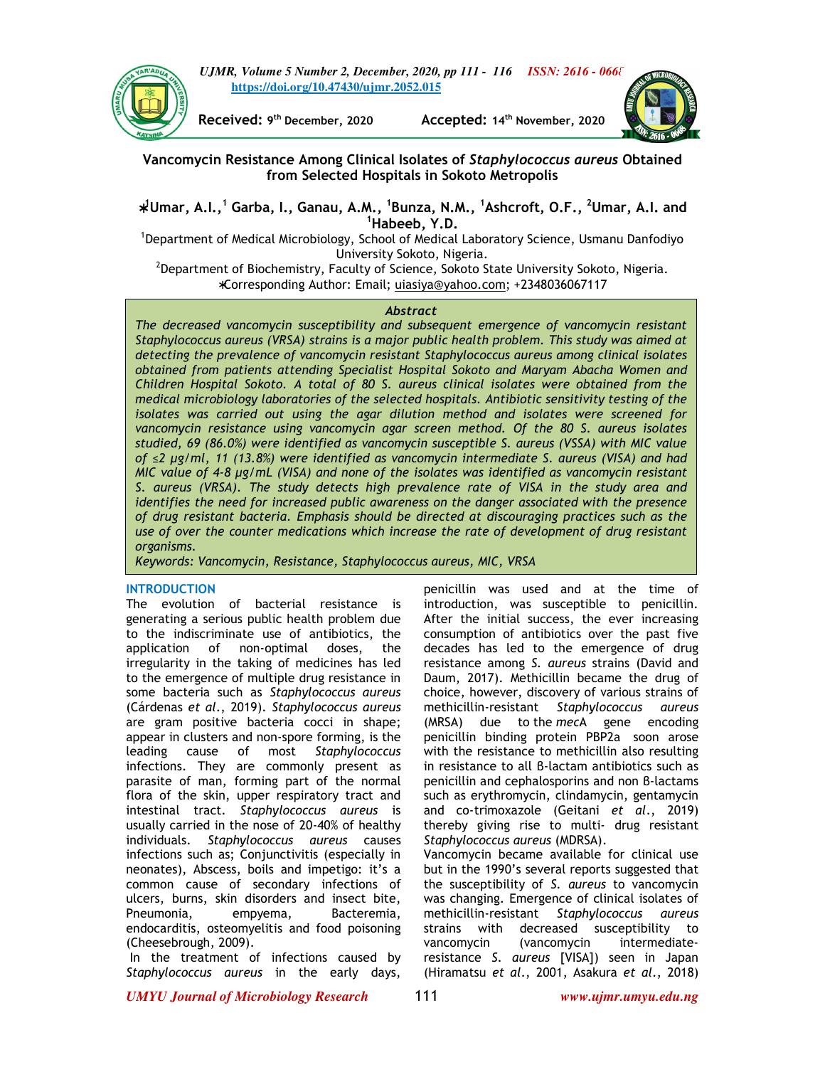**Received:** 9th December, 2020 **Accepted:** 14th November, 2020

# Vancomycin Resistance Among Clinical Isolates of *Staphylococcus aureus* Obtained from Selected Hospitals in Sokoto Metropolis

*[1]Umar, A.I.,[1] Garba, I., Ganau, A.M., [1]Bunza, N.M., [1]Ashcroft, O.F., [2]Umar, A.I. and [1]Habeeb, Y.D.

[1]Department of Medical Microbiology, School of Medical Laboratory Science, Usmanu Danfodiyo University Sokoto, Nigeria.

[2]Department of Biochemistry, Faculty of Science, Sokoto State University Sokoto, Nigeria.

*Corresponding Author: Email; uiasiya@yahoo.com; +2348036067117

### *Abstract*

*The decreased vancomycin susceptibility and subsequent emergence of vancomycin resistant Staphylococcus aureus (VRSA) strains is a major public health problem. This study was aimed at detecting the prevalence of vancomycin resistant Staphylococcus aureus among clinical isolates obtained from patients attending Specialist Hospital Sokoto and Maryam Abacha Women and Children Hospital Sokoto. A total of 80 S. aureus clinical isolates were obtained from the medical microbiology laboratories of the selected hospitals. Antibiotic sensitivity testing of the isolates was carried out using the agar dilution method and isolates were screened for vancomycin resistance using vancomycin agar screen method. Of the 80 S. aureus isolates studied, 69 (86.0%) were identified as vancomycin susceptible S. aureus (VSSA) with MIC value of ≤2 µg/ml, 11 (13.8%) were identified as vancomycin intermediate S. aureus (VISA) and had MIC value of 4-8 µg/mL (VISA) and none of the isolates was identified as vancomycin resistant S. aureus (VRSA). The study detects high prevalence rate of VISA in the study area and identifies the need for increased public awareness on the danger associated with the presence of drug resistant bacteria. Emphasis should be directed at discouraging practices such as the use of over the counter medications which increase the rate of development of drug resistant organisms.*

*Keywords: Vancomycin, Resistance, Staphylococcus aureus, MIC, VRSA*

## INTRODUCTION

The evolution of bacterial resistance is generating a serious public health problem due to the indiscriminate use of antibiotics, the application of non-optimal doses, the irregularity in the taking of medicines has led to the emergence of multiple drug resistance in some bacteria such as *Staphylococcus aureus* (Cárdenas *et al*., 2019). *Staphylococcus aureus* are gram positive bacteria cocci in shape; appear in clusters and non-spore forming, is the leading cause of most *Staphylococcus* infections. They are commonly present as parasite of man, forming part of the normal flora of the skin, upper respiratory tract and intestinal tract. *Staphylococcus aureus* is usually carried in the nose of 20-40% of healthy individuals. *Staphylococcus aureus* causes infections such as; Conjunctivitis (especially in neonates), Abscess, boils and impetigo: it's a common cause of secondary infections of ulcers, burns, skin disorders and insect bite, Pneumonia, empyema, Bacteremia, endocarditis, osteomyelitis and food poisoning (Cheesebrough, 2009).

In the treatment of infections caused by *Staphylococcus aureus* in the early days, penicillin was used and at the time of introduction, was susceptible to penicillin. After the initial success, the ever increasing consumption of antibiotics over the past five decades has led to the emergence of drug resistance among *S. aureus* strains (David and Daum, 2017). Methicillin became the drug of choice, however, discovery of various strains of methicillin-resistant *Staphylococcus aureus* (MRSA) due to the *mec*A gene encoding penicillin binding protein PBP2a soon arose with the resistance to methicillin also resulting in resistance to all β-lactam antibiotics such as penicillin and cephalosporins and non β-lactams such as erythromycin, clindamycin, gentamycin and co-trimoxazole (Geitani *et al*., 2019) thereby giving rise to multi- drug resistant *Staphylococcus aureus* (MDRSA).

Vancomycin became available for clinical use but in the 1990's several reports suggested that the susceptibility of *S. aureus* to vancomycin was changing. Emergence of clinical isolates of methicillin-resistant *Staphylococcus aureus* strains with decreased susceptibility to vancomycin (vancomycin intermediate-resistance *S. aureus* [VISA]) seen in Japan (Hiramatsu *et al*., 2001, Asakura *et al*., 2018)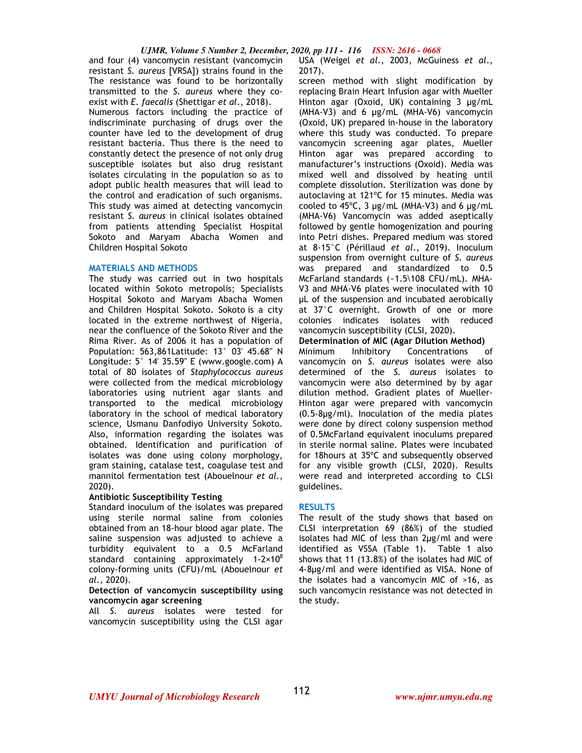and four (4) vancomycin resistant (vancomycin resistant *S. aureus* [VRSA]) strains found in the The resistance was found to be horizontally transmitted to the *S. aureus* where they co-exist with *E. faecalis* (Shettigar *et al*., 2018).

Numerous factors including the practice of indiscriminate purchasing of drugs over the counter have led to the development of drug resistant bacteria. Thus there is the need to constantly detect the presence of not only drug susceptible isolates but also drug resistant isolates circulating in the population so as to adopt public health measures that will lead to the control and eradication of such organisms. This study was aimed at detecting vancomycin resistant *S. aureus* in clinical isolates obtained from patients attending Specialist Hospital Sokoto and Maryam Abacha Women and Children Hospital Sokoto

## MATERIALS AND METHODS

The study was carried out in two hospitals located within Sokoto metropolis; Specialists Hospital Sokoto and Maryam Abacha Women and Children Hospital Sokoto. Sokoto is a city located in the extreme northwest of Nigeria, near the confluence of the Sokoto River and the Rima River. As of 2006 it has a population of Population: 563,861Latitude: 13° 03' 45.68" N Longitude: 5° 14' 35.59" E (www.google.com) A total of 80 isolates of *Staphylococcus aureus* were collected from the medical microbiology laboratories using nutrient agar slants and transported to the medical microbiology laboratory in the school of medical laboratory science, Usmanu Danfodiyo University Sokoto. Also, information regarding the isolates was obtained. Identification and purification of isolates was done using colony morphology, gram staining, catalase test, coagulase test and mannitol fermentation test (Abouelnour *et al.,* 2020).

### Antibiotic Susceptibility Testing

Standard inoculum of the isolates was prepared using sterile normal saline from colonies obtained from an 18-hour blood agar plate. The saline suspension was adjusted to achieve a turbidity equivalent to a 0.5 McFarland standard containing approximately $1\text{-}2\times10^8$ colony-forming units (CFU)/mL (Abouelnour *et al.*, 2020).

### Detection of vancomycin susceptibility using vancomycin agar screening

All *S. aureus* isolates were tested for vancomycin susceptibility using the CLSI agar USA (Weigel *et al.*, 2003, McGuiness *et al.*, 2017).

screen method with slight modification by replacing Brain Heart Infusion agar with Mueller Hinton agar (Oxoid, UK) containing 3 µg/mL (MHA-V3) and 6 µg/mL (MHA-V6) vancomycin (Oxoid, UK) prepared in-house in the laboratory where this study was conducted. To prepare vancomycin screening agar plates, Mueller Hinton agar was prepared according to manufacturer's instructions (Oxoid). Media was mixed well and dissolved by heating until complete dissolution. Sterilization was done by autoclaving at 121ºC for 15 minutes. Media was cooled to 45ºC, 3 µg/mL (MHA-V3) and 6 µg/mL (MHA-V6) Vancomycin was added aseptically followed by gentle homogenization and pouring into Petri dishes. Prepared medium was stored at 8-15°C (Périllaud *et al.*, 2019). Inoculum suspension from overnight culture of *S. aureus* was prepared and standardized to 0.5 McFarland standards (~1.5\108 CFU/mL). MHA-V3 and MHA-V6 plates were inoculated with 10 µL of the suspension and incubated aerobically at 37°C overnight. Growth of one or more colonies indicates isolates with reduced vancomycin susceptibility (CLSI, 2020).

### Determination of MIC (Agar Dilution Method)

Minimum Inhibitory Concentrations of vancomycin on *S. aureus* isolates were also determined of the *S. aureus* isolates to vancomycin were also determined by by agar dilution method. Gradient plates of Mueller-Hinton agar were prepared with vancomycin (0.5-8µg/ml). Inoculation of the media plates were done by direct colony suspension method of 0.5McFarland equivalent inoculums prepared in sterile normal saline. Plates were incubated for 18hours at 35ºC and subsequently observed for any visible growth (CLSI, 2020). Results were read and interpreted according to CLSI guidelines.

## RESULTS

The result of the study shows that based on CLSI interpretation 69 (86%) of the studied isolates had MIC of less than 2µg/ml and were identified as VSSA (Table 1). Table 1 also shows that 11 (13.8%) of the isolates had MIC of 4-8µg/ml and were identified as VISA. None of the isolates had a vancomycin MIC of >16, as such vancomycin resistance was not detected in the study.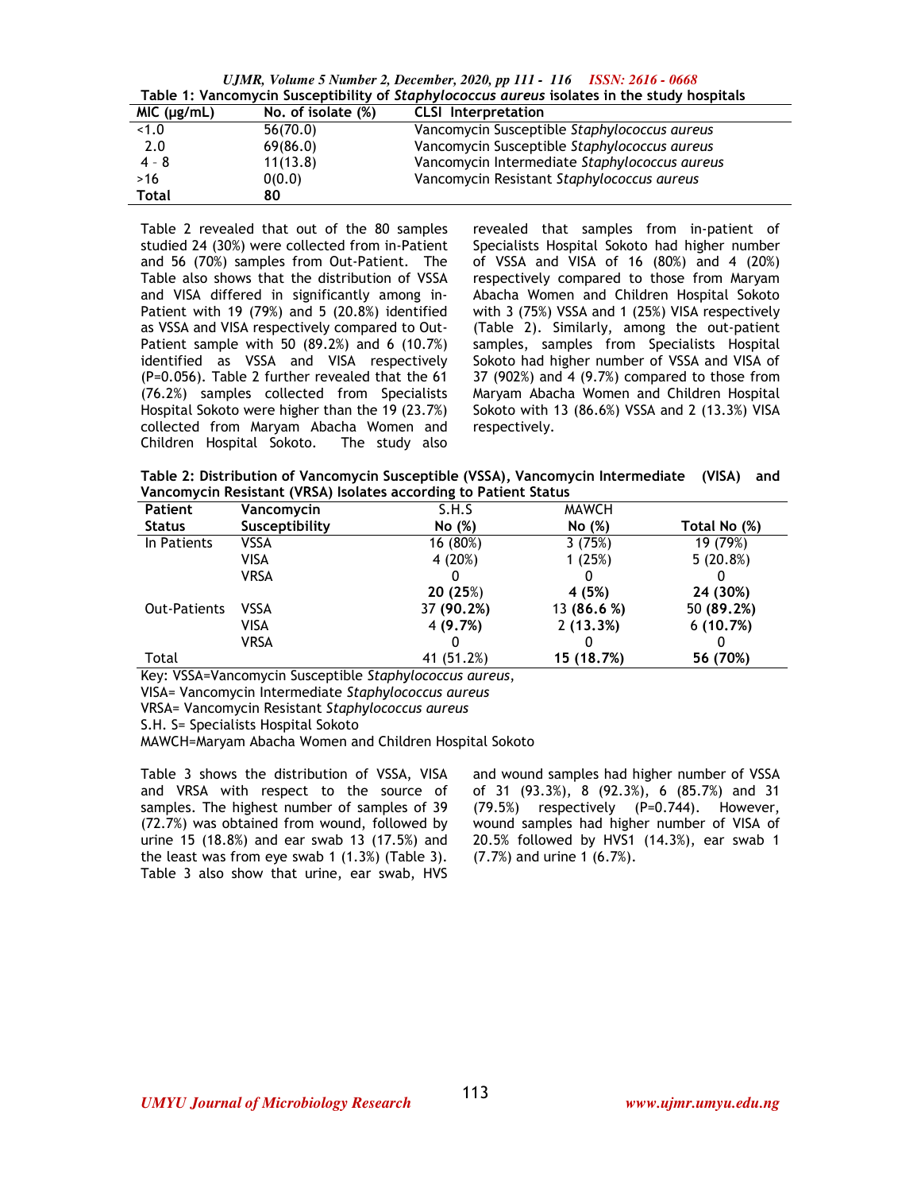**Table 1: Vancomycin Susceptibility of *Staphylococcus aureus* isolates in the study hospitals**

| MIC (µg/mL) | No. of isolate (%) | CLSI Interpretation |
|---|---|---|
| <1.0 | 56(70.0) | Vancomycin Susceptible *Staphylococcus aureus* |
| 2.0 | 69(86.0) | Vancomycin Susceptible *Staphylococcus aureus* |
| 4 - 8 | 11(13.8) | Vancomycin Intermediate *Staphylococcus aureus* |
| >16 | 0(0.0) | Vancomycin Resistant *Staphylococcus aureus* |
| **Total** | **80** | |

Table 2 revealed that out of the 80 samples studied 24 (30%) were collected from in-Patient and 56 (70%) samples from Out-Patient. The Table also shows that the distribution of VSSA and VISA differed in significantly among in-Patient with 19 (79%) and 5 (20.8%) identified as VSSA and VISA respectively compared to Out-Patient sample with 50 (89.2%) and 6 (10.7%) identified as VSSA and VISA respectively (P=0.056). Table 2 further revealed that the 61 (76.2%) samples collected from Specialists Hospital Sokoto were higher than the 19 (23.7%) collected from Maryam Abacha Women and Children Hospital Sokoto. The study also revealed that samples from in-patient of Specialists Hospital Sokoto had higher number of VSSA and VISA of 16 (80%) and 4 (20%) respectively compared to those from Maryam Abacha Women and Children Hospital Sokoto with 3 (75%) VSSA and 1 (25%) VISA respectively (Table 2). Similarly, among the out-patient samples, samples from Specialists Hospital Sokoto had higher number of VSSA and VISA of 37 (902%) and 4 (9.7%) compared to those from Maryam Abacha Women and Children Hospital Sokoto with 13 (86.6%) VSSA and 2 (13.3%) VISA respectively.

**Table 2: Distribution of Vancomycin Susceptible (VSSA), Vancomycin Intermediate (VISA) and Vancomycin Resistant (VRSA) Isolates according to Patient Status**

| Patient Status | Vancomycin Susceptibility | S.H.S No (%) | MAWCH No (%) | Total No (%) |
|---|---|---|---|---|
| In Patients | VSSA | 16 (80%) | 3 (75%) | 19 (79%) |
| | VISA | 4 (20%) | 1 (25%) | 5 (20.8%) |
| | VRSA | 0 | 0 | 0 |
| | | **20 (25%)** | **4 (5%)** | **24 (30%)** |
| Out-Patients | VSSA | 37 **(90.2%)** | 13 **(86.6 %)** | 50 **(89.2%)** |
| | VISA | 4 **(9.7%)** | 2 **(13.3%)** | 6 **(10.7%)** |
| | VRSA | 0 | 0 | 0 |
| Total | | 41 (51.2%) | **15 (18.7%)** | **56 (70%)** |

Key: VSSA=Vancomycin Susceptible *Staphylococcus aureus*,
VISA= Vancomycin Intermediate *Staphylococcus aureus*
VRSA= Vancomycin Resistant *Staphylococcus aureus*
S.H. S= Specialists Hospital Sokoto
MAWCH=Maryam Abacha Women and Children Hospital Sokoto

Table 3 shows the distribution of VSSA, VISA and VRSA with respect to the source of samples. The highest number of samples of 39 (72.7%) was obtained from wound, followed by urine 15 (18.8%) and ear swab 13 (17.5%) and the least was from eye swab 1 (1.3%) (Table 3). Table 3 also show that urine, ear swab, HVS and wound samples had higher number of VSSA of 31 (93.3%), 8 (92.3%), 6 (85.7%) and 31 (79.5%) respectively (P=0.744). However, wound samples had higher number of VISA of 20.5% followed by HVS1 (14.3%), ear swab 1 (7.7%) and urine 1 (6.7%).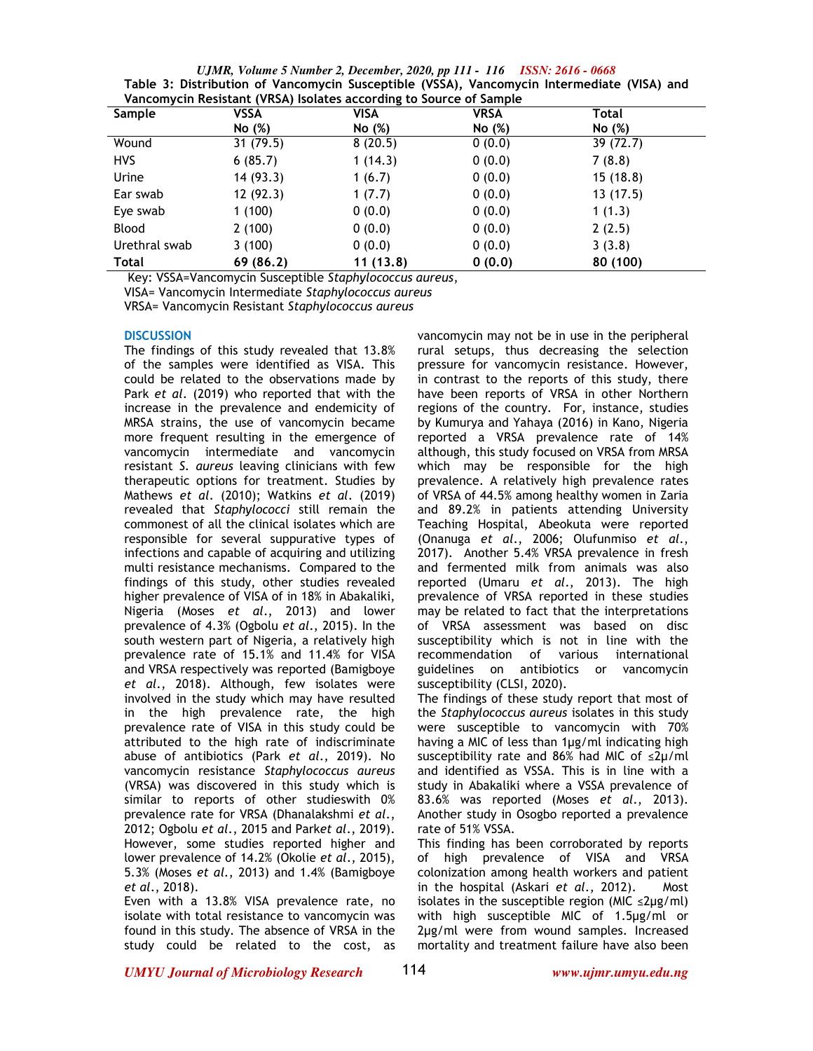**Table 3: Distribution of Vancomycin Susceptible (VSSA), Vancomycin Intermediate (VISA) and Vancomycin Resistant (VRSA) Isolates according to Source of Sample**

| Sample | VSSA | VISA | VRSA | Total |
|---|---|---|---|---|
| | No (%) | No (%) | No (%) | No (%) |
| Wound | 31 (79.5) | 8 (20.5) | 0 (0.0) | 39 (72.7) |
| HVS | 6 (85.7) | 1 (14.3) | 0 (0.0) | 7 (8.8) |
| Urine | 14 (93.3) | 1 (6.7) | 0 (0.0) | 15 (18.8) |
| Ear swab | 12 (92.3) | 1 (7.7) | 0 (0.0) | 13 (17.5) |
| Eye swab | 1 (100) | 0 (0.0) | 0 (0.0) | 1 (1.3) |
| Blood | 2 (100) | 0 (0.0) | 0 (0.0) | 2 (2.5) |
| Urethral swab | 3 (100) | 0 (0.0) | 0 (0.0) | 3 (3.8) |
| **Total** | **69 (86.2)** | **11 (13.8)** | **0 (0.0)** | **80 (100)** |

Key: VSSA=Vancomycin Susceptible *Staphylococcus aureus*,
VISA= Vancomycin Intermediate *Staphylococcus aureus*
VRSA= Vancomycin Resistant *Staphylococcus aureus*

## DISCUSSION

The findings of this study revealed that 13.8% of the samples were identified as VISA. This could be related to the observations made by Park *et al*. (2019) who reported that with the increase in the prevalence and endemicity of MRSA strains, the use of vancomycin became more frequent resulting in the emergence of vancomycin intermediate and vancomycin resistant *S. aureus* leaving clinicians with few therapeutic options for treatment. Studies by Mathews *et al*. (2010); Watkins *et al*. (2019) revealed that *Staphylococci* still remain the commonest of all the clinical isolates which are responsible for several suppurative types of infections and capable of acquiring and utilizing multi resistance mechanisms. Compared to the findings of this study, other studies revealed higher prevalence of VISA of in 18% in Abakaliki, Nigeria (Moses *et al*., 2013) and lower prevalence of 4.3% (Ogbolu *et al*., 2015). In the south western part of Nigeria, a relatively high prevalence rate of 15.1% and 11.4% for VISA and VRSA respectively was reported (Bamigboye *et al*., 2018). Although, few isolates were involved in the study which may have resulted in the high prevalence rate, the high prevalence rate of VISA in this study could be attributed to the high rate of indiscriminate abuse of antibiotics (Park *et al*., 2019). No vancomycin resistance *Staphylococcus aureus* (VRSA) was discovered in this study which is similar to reports of other studieswith 0% prevalence rate for VRSA (Dhanalakshmi *et al*., 2012; Ogbolu *et al*., 2015 and Park*et al*., 2019). However, some studies reported higher and lower prevalence of 14.2% (Okolie *et al*., 2015), 5.3% (Moses *et al*., 2013) and 1.4% (Bamigboye *et al*., 2018).

Even with a 13.8% VISA prevalence rate, no isolate with total resistance to vancomycin was found in this study. The absence of VRSA in the study could be related to the cost, as vancomycin may not be in use in the peripheral rural setups, thus decreasing the selection pressure for vancomycin resistance. However, in contrast to the reports of this study, there have been reports of VRSA in other Northern regions of the country. For, instance, studies by Kumurya and Yahaya (2016) in Kano, Nigeria reported a VRSA prevalence rate of 14% although, this study focused on VRSA from MRSA which may be responsible for the high prevalence. A relatively high prevalence rates of VRSA of 44.5% among healthy women in Zaria and 89.2% in patients attending University Teaching Hospital, Abeokuta were reported (Onanuga *et al*., 2006; Olufunmiso *et al*., 2017). Another 5.4% VRSA prevalence in fresh and fermented milk from animals was also reported (Umaru *et al*., 2013). The high prevalence of VRSA reported in these studies may be related to fact that the interpretations of VRSA assessment was based on disc susceptibility which is not in line with the recommendation of various international guidelines on antibiotics or vancomycin susceptibility (CLSI, 2020).

The findings of these study report that most of the *Staphylococcus aureus* isolates in this study were susceptible to vancomycin with 70% having a MIC of less than 1µg/ml indicating high susceptibility rate and 86% had MIC of ≤2µ/ml and identified as VSSA. This is in line with a study in Abakaliki where a VSSA prevalence of 83.6% was reported (Moses *et al*., 2013). Another study in Osogbo reported a prevalence rate of 51% VSSA.

This finding has been corroborated by reports of high prevalence of VISA and VRSA colonization among health workers and patient in the hospital (Askari *et al*., 2012). Most isolates in the susceptible region (MIC ≤2µg/ml) with high susceptible MIC of 1.5µg/ml or 2µg/ml were from wound samples. Increased mortality and treatment failure have also been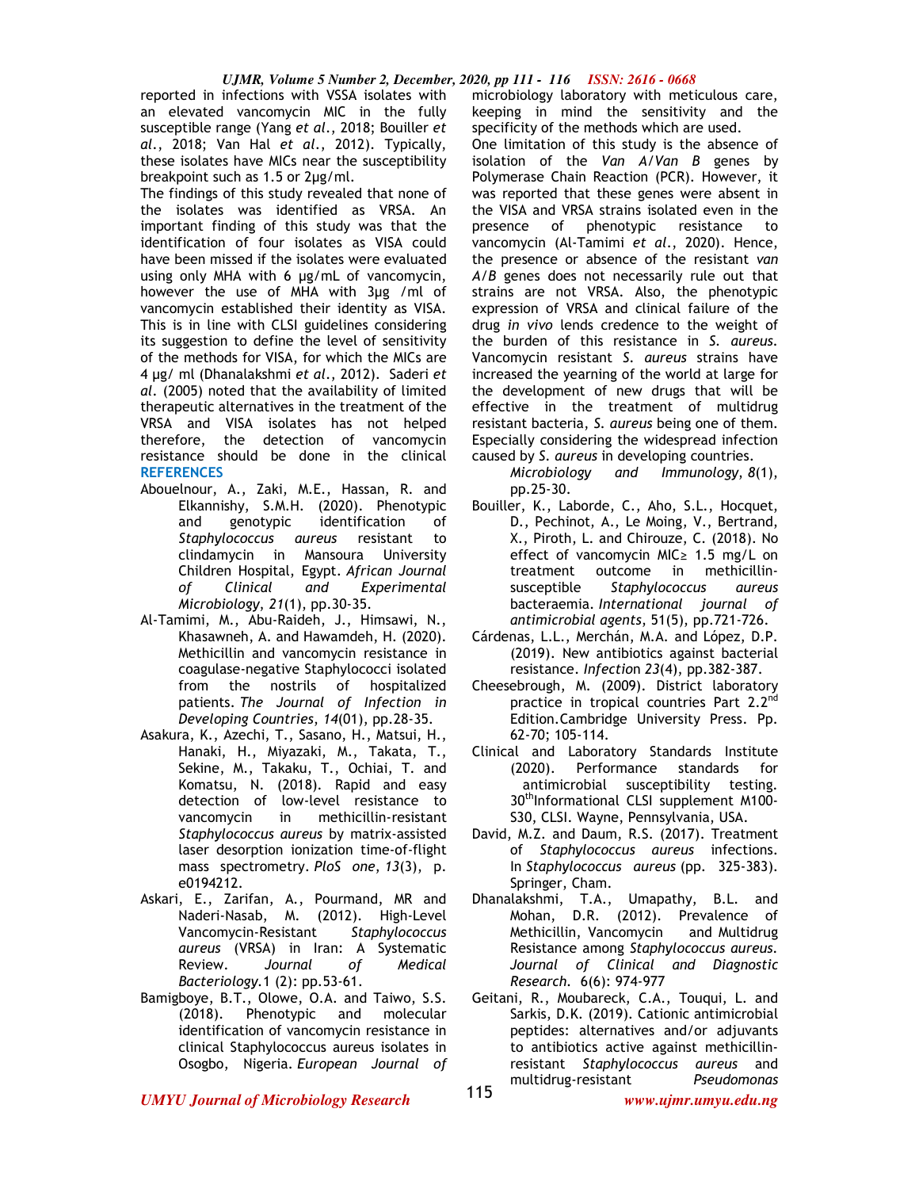reported in infections with VSSA isolates with an elevated vancomycin MIC in the fully susceptible range (Yang *et al*., 2018; Bouiller *et al*., 2018; Van Hal *et al*., 2012). Typically, these isolates have MICs near the susceptibility breakpoint such as 1.5 or 2µg/ml.

The findings of this study revealed that none of the isolates was identified as VRSA. An important finding of this study was that the identification of four isolates as VISA could have been missed if the isolates were evaluated using only MHA with 6 µg/mL of vancomycin, however the use of MHA with 3µg /ml of vancomycin established their identity as VISA. This is in line with CLSI guidelines considering its suggestion to define the level of sensitivity of the methods for VISA, for which the MICs are 4 µg/ ml (Dhanalakshmi *et al*., 2012). Saderi *et al*. (2005) noted that the availability of limited therapeutic alternatives in the treatment of the VRSA and VISA isolates has not helped therefore, the detection of vancomycin resistance should be done in the clinical microbiology laboratory with meticulous care, keeping in mind the sensitivity and the specificity of the methods which are used.

One limitation of this study is the absence of isolation of the *Van A/Van B* genes by Polymerase Chain Reaction (PCR). However, it was reported that these genes were absent in the VISA and VRSA strains isolated even in the presence of phenotypic resistance to vancomycin (Al-Tamimi *et al*., 2020). Hence, the presence or absence of the resistant *van A/B* genes does not necessarily rule out that strains are not VRSA. Also, the phenotypic expression of VRSA and clinical failure of the drug *in vivo* lends credence to the weight of the burden of this resistance in *S. aureus*. Vancomycin resistant *S. aureus* strains have increased the yearning of the world at large for the development of new drugs that will be effective in the treatment of multidrug resistant bacteria, *S. aureus* being one of them. Especially considering the widespread infection caused by *S. aureus* in developing countries.

## REFERENCES

Abouelnour, A., Zaki, M.E., Hassan, R. and Elkannishy, S.M.H. (2020). Phenotypic and genotypic identification of *Staphylococcus aureus* resistant to clindamycin in Mansoura University Children Hospital, Egypt. *African Journal of Clinical and Experimental Microbiology*, *21*(1), pp.30-35.

Al-Tamimi, M., Abu-Raideh, J., Himsawi, N., Khasawneh, A. and Hawamdeh, H. (2020). Methicillin and vancomycin resistance in coagulase-negative Staphylococci isolated from the nostrils of hospitalized patients. *The Journal of Infection in Developing Countries*, *14*(01), pp.28-35.

Asakura, K., Azechi, T., Sasano, H., Matsui, H., Hanaki, H., Miyazaki, M., Takata, T., Sekine, M., Takaku, T., Ochiai, T. and Komatsu, N. (2018). Rapid and easy detection of low-level resistance to vancomycin in methicillin-resistant *Staphylococcus aureus* by matrix-assisted laser desorption ionization time-of-flight mass spectrometry. *PloS one*, *13*(3), p. e0194212.

Askari, E., Zarifan, A., Pourmand, MR and Naderi-Nasab, M. (2012). High-Level Vancomycin-Resistant *Staphylococcus aureus* (VRSA) in Iran: A Systematic Review. *Journal of Medical Bacteriology*.1 (2): pp.53-61.

Bamigboye, B.T., Olowe, O.A. and Taiwo, S.S. (2018). Phenotypic and molecular identification of vancomycin resistance in clinical Staphylococcus aureus isolates in Osogbo, Nigeria. *European Journal of Microbiology and Immunology*, *8*(1), pp.25-30.

Bouiller, K., Laborde, C., Aho, S.L., Hocquet, D., Pechinot, A., Le Moing, V., Bertrand, X., Piroth, L. and Chirouze, C. (2018). No effect of vancomycin MIC≥ 1.5 mg/L on treatment outcome in methicillin-susceptible *Staphylococcus aureus* bacteraemia. *International journal of antimicrobial agents*, 51(5), pp.721-726.

Cárdenas, L.L., Merchán, M.A. and López, D.P. (2019). New antibiotics against bacterial resistance. *Infection 23*(4), pp.382-387.

Cheesebrough, M. (2009). District laboratory practice in tropical countries Part 2.2nd Edition.Cambridge University Press. Pp. 62-70; 105-114.

Clinical and Laboratory Standards Institute (2020). Performance standards for antimicrobial susceptibility testing. 30thInformational CLSI supplement M100-S30, CLSI. Wayne, Pennsylvania, USA.

David, M.Z. and Daum, R.S. (2017). Treatment of *Staphylococcus aureus* infections. In *Staphylococcus aureus* (pp. 325-383). Springer, Cham.

Dhanalakshmi, T.A., Umapathy, B.L. and Mohan, D.R. (2012). Prevalence of Methicillin, Vancomycin and Multidrug Resistance among *Staphylococcus aureus*. *Journal of Clinical and Diagnostic Research*. 6(6): 974-977

Geitani, R., Moubareck, C.A., Touqui, L. and Sarkis, D.K. (2019). Cationic antimicrobial peptides: alternatives and/or adjuvants to antibiotics active against methicillin-resistant *Staphylococcus aureus* and multidrug-resistant *Pseudomonas*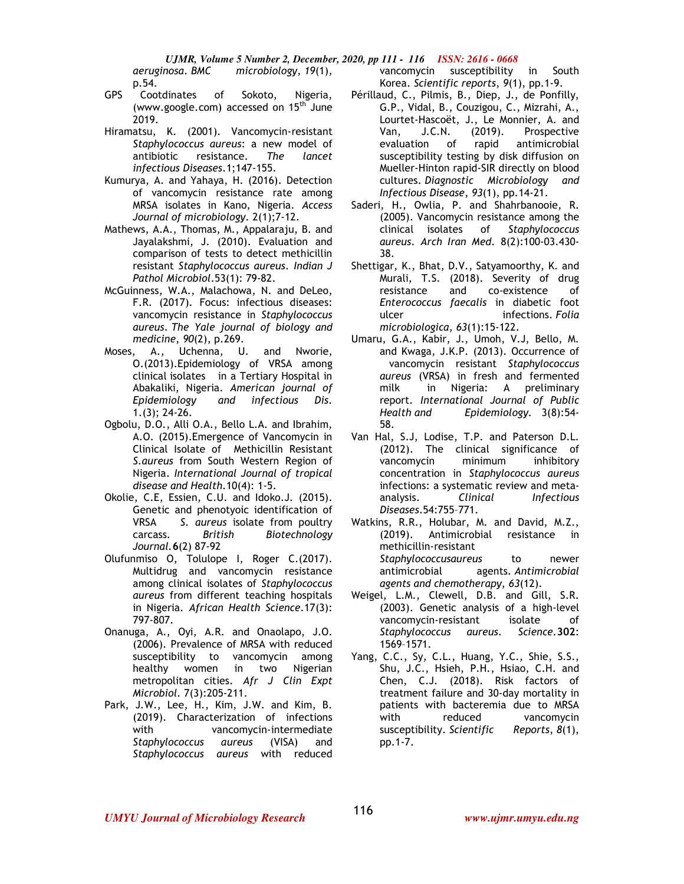*aeruginosa*. *BMC microbiology*, *19*(1), p.54.

GPS Cootdinates of Sokoto, Nigeria, (www.google.com) accessed on 15th June 2019.

Hiramatsu, K. (2001). Vancomycin-resistant *Staphylococcus aureus*: a new model of antibiotic resistance. *The lancet infectious Diseases*.1;147-155.

Kumurya, A. and Yahaya, H. (2016). Detection of vancomycin resistance rate among MRSA isolates in Kano, Nigeria. *Access Journal of microbiology*. 2(1);7-12.

Mathews, A.A., Thomas, M., Appalaraju, B. and Jayalakshmi, J. (2010). Evaluation and comparison of tests to detect methicillin resistant *Staphylococcus aureus*. *Indian J Pathol Microbiol*.53(1): 79-82.

McGuinness, W.A., Malachowa, N. and DeLeo, F.R. (2017). Focus: infectious diseases: vancomycin resistance in *Staphylococcus aureus*. *The Yale journal of biology and medicine*, *90*(2), p.269.

Moses, A., Uchenna, U. and Nworie, O.(2013).Epidemiology of VRSA among clinical isolates in a Tertiary Hospital in Abakaliki, Nigeria. *American journal of Epidemiology and infectious Dis*. 1.(3); 24-26.

Ogbolu, D.O., Alli O.A., Bello L.A. and Ibrahim, A.O. (2015).Emergence of Vancomycin in Clinical Isolate of Methicillin Resistant *S.aureus* from South Western Region of Nigeria. *International Journal of tropical disease and Health*.10(4): 1-5.

Okolie, C.E, Essien, C.U. and Idoko.J. (2015). Genetic and phenotyoic identification of VRSA *S. aureus* isolate from poultry carcass. *British Biotechnology Journal*.**6**(2) 87-92

Olufunmiso O, Tolulope I, Roger C.(2017). Multidrug and vancomycin resistance among clinical isolates of *Staphylococcus aureus* from different teaching hospitals in Nigeria. *African Health Science*.17(3): 797-807.

Onanuga, A., Oyi, A.R. and Onaolapo, J.O. (2006). Prevalence of MRSA with reduced susceptibility to vancomycin among healthy women in two Nigerian metropolitan cities. *Afr J Clin Expt Microbiol*. 7(3):205-211.

Park, J.W., Lee, H., Kim, J.W. and Kim, B. (2019). Characterization of infections with vancomycin-intermediate *Staphylococcus aureus* (VISA) and *Staphylococcus aureus* with reduced vancomycin susceptibility in South Korea. *Scientific reports*, *9*(1), pp.1-9.

Périllaud, C., Pilmis, B., Diep, J., de Ponfilly, G.P., Vidal, B., Couzigou, C., Mizrahi, A., Lourtet-Hascoët, J., Le Monnier, A. and Van, J.C.N. (2019). Prospective evaluation of rapid antimicrobial susceptibility testing by disk diffusion on Mueller-Hinton rapid-SIR directly on blood cultures. *Diagnostic Microbiology and Infectious Disease*, *93*(1), pp.14-21.

Saderi, H., Owlia, P. and Shahrbanooie, R. (2005). Vancomycin resistance among the clinical isolates of *Staphylococcus aureus*. *Arch Iran Med*. 8(2):100-03.430-38.

Shettigar, K., Bhat, D.V., Satyamoorthy, K. and Murali, T.S. (2018). Severity of drug resistance and co-existence of *Enterococcus faecalis* in diabetic foot ulcer infections. *Folia microbiologica*, *63*(1):15-122.

Umaru, G.A., Kabir, J., Umoh, V.J, Bello, M. and Kwaga, J.K.P. (2013). Occurrence of vancomycin resistant *Staphylococcus aureus* (VRSA) in fresh and fermented milk in Nigeria: A preliminary report. *International Journal of Public Health and Epidemiology*. 3(8):54-58.

Van Hal, S.J, Lodise, T.P. and Paterson D.L. (2012). The clinical significance of vancomycin minimum inhibitory concentration in *Staphylococcus aureus* infections: a systematic review and meta-analysis. *Clinical Infectious Diseases*.54:755–771.

Watkins, R.R., Holubar, M. and David, M.Z., (2019). Antimicrobial resistance in methicillin-resistant *Staphylococcusaureus* to newer antimicrobial agents. *Antimicrobial agents and chemotherapy*, *63*(12).

Weigel, L.M., Clewell, D.B. and Gill, S.R. (2003). Genetic analysis of a high-level vancomycin-resistant isolate of *Staphylococcus aureus*. *Science*.**302**: 1569–1571.

Yang, C.C., Sy, C.L., Huang, Y.C., Shie, S.S., Shu, J.C., Hsieh, P.H., Hsiao, C.H. and Chen, C.J. (2018). Risk factors of treatment failure and 30-day mortality in patients with bacteremia due to MRSA with reduced vancomycin susceptibility. *Scientific Reports*, *8*(1), pp.1-7.